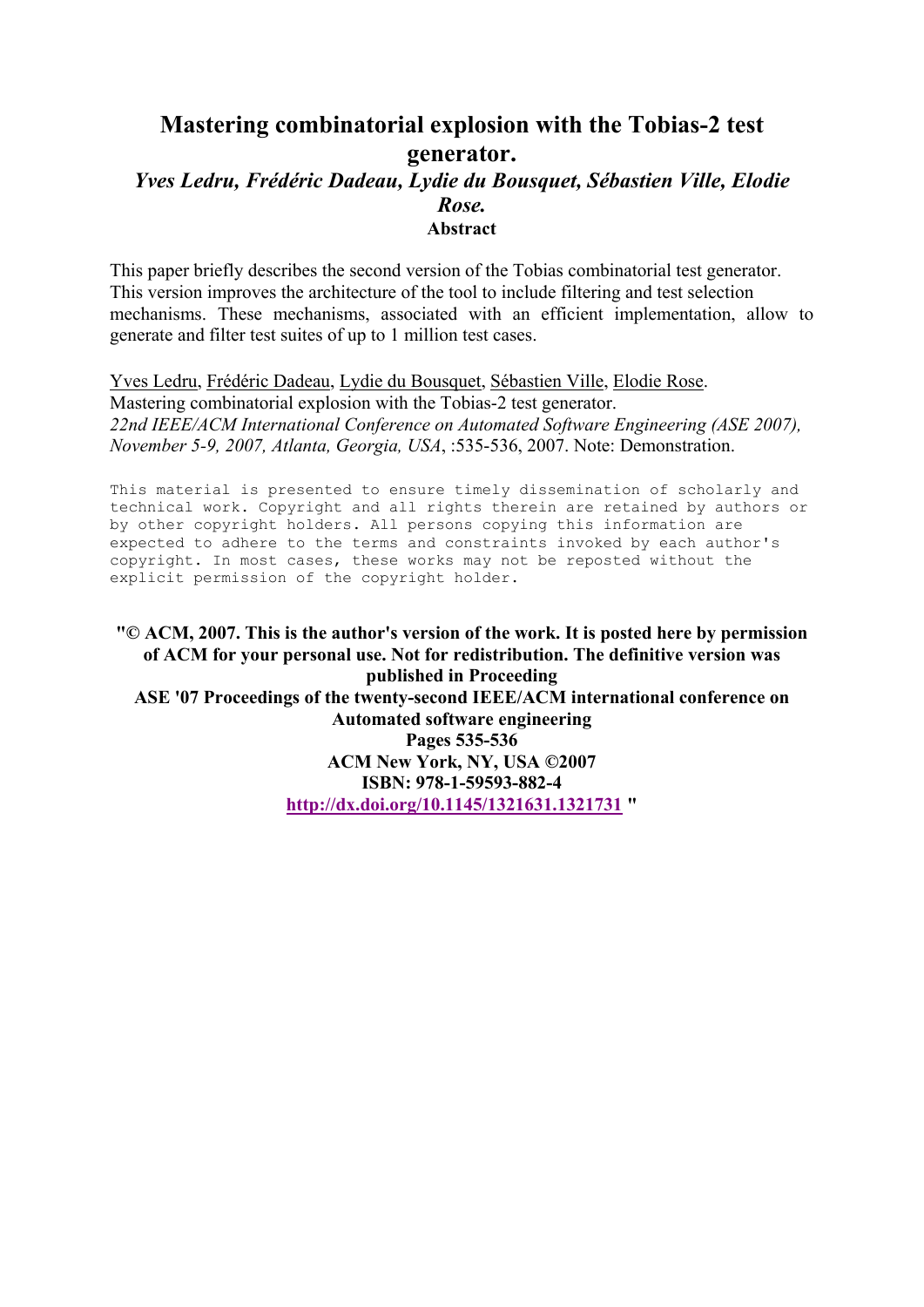# Mastering combinatorial explosion with the Tobias-2 test generator.

*Yves Ledru, Frédéric Dadeau, Lydie du Bousquet, Sébastien Ville, Elodie Rose.*

**Abstract**

This paper briefly describes the second version of the Tobias combinatorial test generator. This version improves the architecture of the tool to include filtering and test selection mechanisms. These mechanisms, associated with an efficient implementation, allow to generate and filter test suites of up to 1 million test cases.

Yves Ledru, Frédéric Dadeau, Lydie du Bousquet, Sébastien Ville, Elodie Rose.
Mastering combinatorial explosion with the Tobias-2 test generator.
*22nd IEEE/ACM International Conference on Automated Software Engineering (ASE 2007), November 5-9, 2007, Atlanta, Georgia, USA*, :535-536, 2007. Note: Demonstration.

```
This material is presented to ensure timely dissemination of scholarly and
technical work. Copyright and all rights therein are retained by authors or
by other copyright holders. All persons copying this information are
expected to adhere to the terms and constraints invoked by each author's
copyright. In most cases, these works may not be reposted without the
explicit permission of the copyright holder.
```

**"© ACM, 2007. This is the author's version of the work. It is posted here by permission of ACM for your personal use. Not for redistribution. The definitive version was published in Proceeding**
**ASE '07 Proceedings of the twenty-second IEEE/ACM international conference on Automated software engineering**
**Pages 535-536**
**ACM New York, NY, USA ©2007**
**ISBN: 978-1-59593-882-4**
**http://dx.doi.org/10.1145/1321631.1321731 "**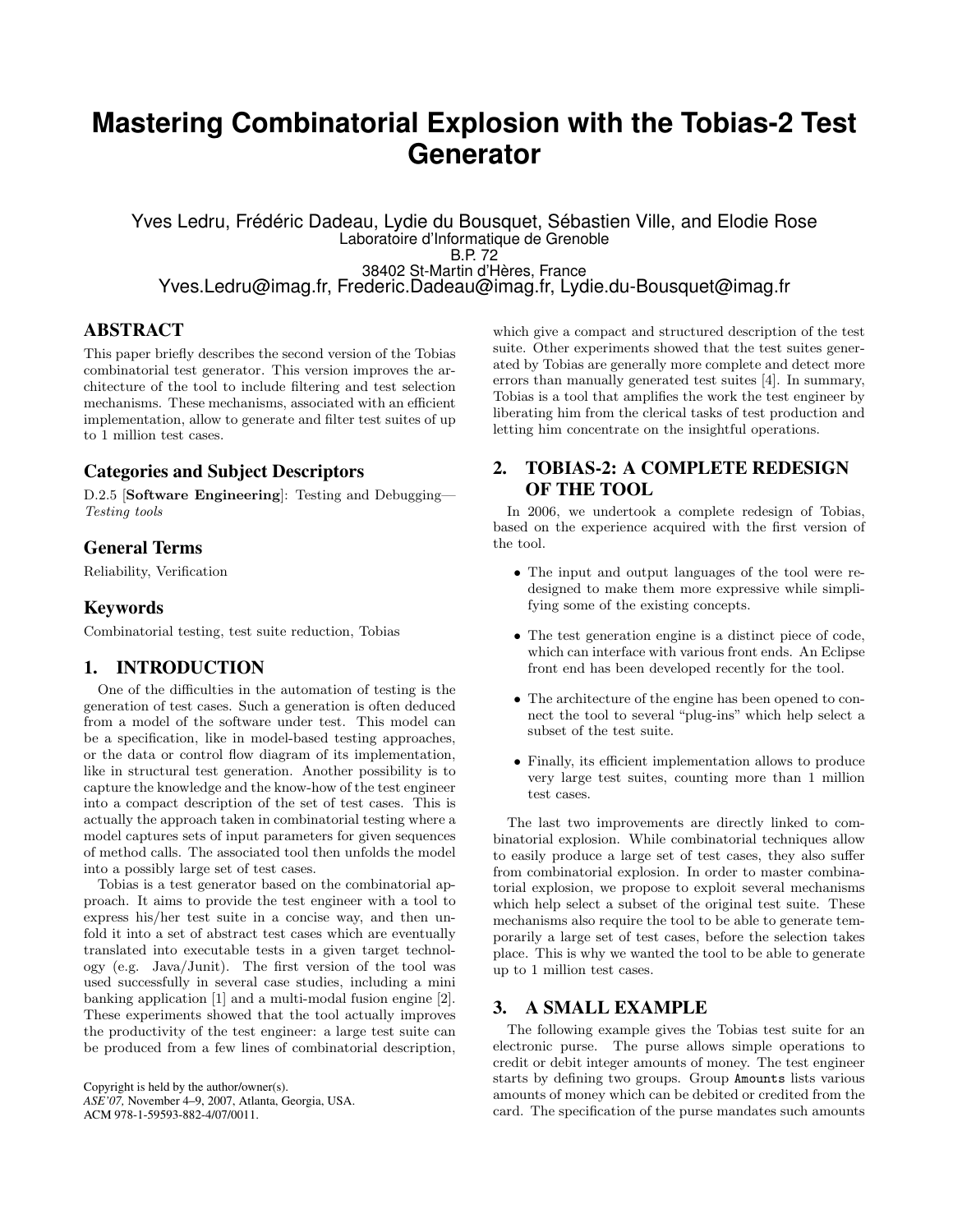# Mastering Combinatorial Explosion with the Tobias-2 Test Generator

Yves Ledru, Frédéric Dadeau, Lydie du Bousquet, Sébastien Ville, and Elodie Rose
Laboratoire d'Informatique de Grenoble
B.P. 72
38402 St-Martin d'Hères, France
Yves.Ledru@imag.fr, Frederic.Dadeau@imag.fr, Lydie.du-Bousquet@imag.fr

## ABSTRACT

This paper briefly describes the second version of the Tobias combinatorial test generator. This version improves the architecture of the tool to include filtering and test selection mechanisms. These mechanisms, associated with an efficient implementation, allow to generate and filter test suites of up to 1 million test cases.

### Categories and Subject Descriptors

D.2.5 [**Software Engineering**]: Testing and Debugging—*Testing tools*

### General Terms

Reliability, Verification

### Keywords

Combinatorial testing, test suite reduction, Tobias

## 1. INTRODUCTION

One of the difficulties in the automation of testing is the generation of test cases. Such a generation is often deduced from a model of the software under test. This model can be a specification, like in model-based testing approaches, or the data or control flow diagram of its implementation, like in structural test generation. Another possibility is to capture the knowledge and the know-how of the test engineer into a compact description of the set of test cases. This is actually the approach taken in combinatorial testing where a model captures sets of input parameters for given sequences of method calls. The associated tool then unfolds the model into a possibly large set of test cases.

Tobias is a test generator based on the combinatorial approach. It aims to provide the test engineer with a tool to express his/her test suite in a concise way, and then unfold it into a set of abstract test cases which are eventually translated into executable tests in a given target technology (e.g. Java/Junit). The first version of the tool was used successfully in several case studies, including a mini banking application [1] and a multi-modal fusion engine [2]. These experiments showed that the tool actually improves the productivity of the test engineer: a large test suite can be produced from a few lines of combinatorial description, which give a compact and structured description of the test suite. Other experiments showed that the test suites generated by Tobias are generally more complete and detect more errors than manually generated test suites [4]. In summary, Tobias is a tool that amplifies the work the test engineer by liberating him from the clerical tasks of test production and letting him concentrate on the insightful operations.

Copyright is held by the author/owner(s).
*ASE'07,* November 4–9, 2007, Atlanta, Georgia, USA.
ACM 978-1-59593-882-4/07/0011.

## 2. TOBIAS-2: A COMPLETE REDESIGN OF THE TOOL

In 2006, we undertook a complete redesign of Tobias, based on the experience acquired with the first version of the tool.

- The input and output languages of the tool were redesigned to make them more expressive while simplifying some of the existing concepts.
- The test generation engine is a distinct piece of code, which can interface with various front ends. An Eclipse front end has been developed recently for the tool.
- The architecture of the engine has been opened to connect the tool to several "plug-ins" which help select a subset of the test suite.
- Finally, its efficient implementation allows to produce very large test suites, counting more than 1 million test cases.

The last two improvements are directly linked to combinatorial explosion. While combinatorial techniques allow to easily produce a large set of test cases, they also suffer from combinatorial explosion. In order to master combinatorial explosion, we propose to exploit several mechanisms which help select a subset of the original test suite. These mechanisms also require the tool to be able to generate temporarily a large set of test cases, before the selection takes place. This is why we wanted the tool to be able to generate up to 1 million test cases.

## 3. A SMALL EXAMPLE

The following example gives the Tobias test suite for an electronic purse. The purse allows simple operations to credit or debit integer amounts of money. The test engineer starts by defining two groups. Group `Amounts` lists various amounts of money which can be debited or credited from the card. The specification of the purse mandates such amounts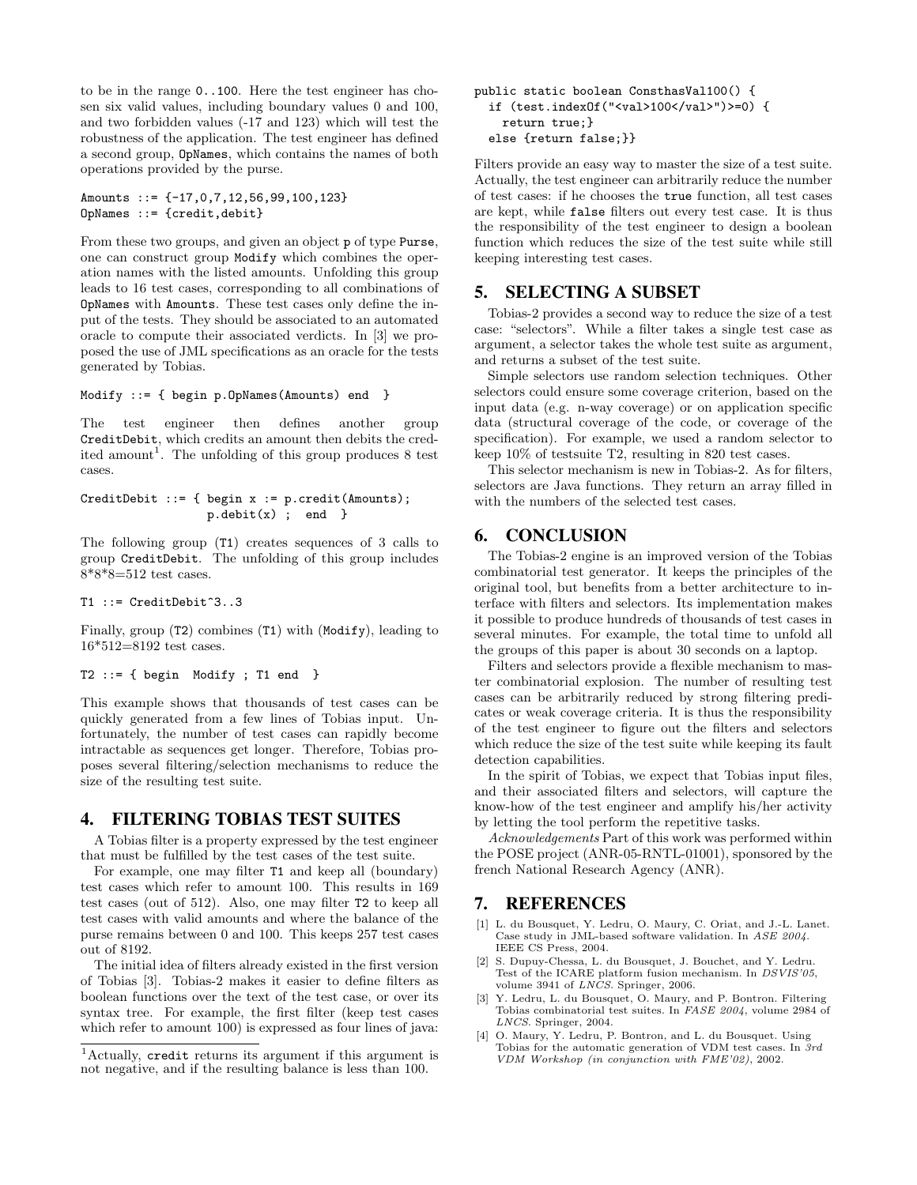to be in the range 0..100. Here the test engineer has chosen six valid values, including boundary values 0 and 100, and two forbidden values (-17 and 123) which will test the robustness of the application. The test engineer has defined a second group, `OpNames`, which contains the names of both operations provided by the purse.

```
Amounts ::= {-17,0,7,12,56,99,100,123}
OpNames ::= {credit,debit}
```

From these two groups, and given an object `p` of type `Purse`, one can construct group `Modify` which combines the operation names with the listed amounts. Unfolding this group leads to 16 test cases, corresponding to all combinations of `OpNames` with `Amounts`. These test cases only define the input of the tests. They should be associated to an automated oracle to compute their associated verdicts. In [3] we proposed the use of JML specifications as an oracle for the tests generated by Tobias.

```
Modify ::= { begin p.OpNames(Amounts) end  }
```

The test engineer then defines another group `CreditDebit`, which credits an amount then debits the credited amount[1]. The unfolding of this group produces 8 test cases.

```
CreditDebit ::= { begin x := p.credit(Amounts);
                  p.debit(x) ;  end  }
```

The following group (`T1`) creates sequences of 3 calls to group `CreditDebit`. The unfolding of this group includes 8\*8\*8=512 test cases.

```
T1 ::= CreditDebit^3..3
```

Finally, group (`T2`) combines (`T1`) with (`Modify`), leading to 16\*512=8192 test cases.

```
T2 ::= { begin  Modify ; T1 end  }
```

This example shows that thousands of test cases can be quickly generated from a few lines of Tobias input. Unfortunately, the number of test cases can rapidly become intractable as sequences get longer. Therefore, Tobias proposes several filtering/selection mechanisms to reduce the size of the resulting test suite.

## 4. FILTERING TOBIAS TEST SUITES

A Tobias filter is a property expressed by the test engineer that must be fulfilled by the test cases of the test suite.

For example, one may filter `T1` and keep all (boundary) test cases which refer to amount 100. This results in 169 test cases (out of 512). Also, one may filter `T2` to keep all test cases with valid amounts and where the balance of the purse remains between 0 and 100. This keeps 257 test cases out of 8192.

The initial idea of filters already existed in the first version of Tobias [3]. Tobias-2 makes it easier to define filters as boolean functions over the text of the test case, or over its syntax tree. For example, the first filter (keep test cases which refer to amount 100) is expressed as four lines of java:

```
public static boolean ConsthasVal100() {
  if (test.indexOf("<val>100</val>")>=0) {
    return true;}
  else {return false;}}
```

Filters provide an easy way to master the size of a test suite. Actually, the test engineer can arbitrarily reduce the number of test cases: if he chooses the `true` function, all test cases are kept, while `false` filters out every test case. It is thus the responsibility of the test engineer to design a boolean function which reduces the size of the test suite while still keeping interesting test cases.

## 5. SELECTING A SUBSET

Tobias-2 provides a second way to reduce the size of a test case: "selectors". While a filter takes a single test case as argument, a selector takes the whole test suite as argument, and returns a subset of the test suite.

Simple selectors use random selection techniques. Other selectors could ensure some coverage criterion, based on the input data (e.g. n-way coverage) or on application specific data (structural coverage of the code, or coverage of the specification). For example, we used a random selector to keep 10% of testsuite T2, resulting in 820 test cases.

This selector mechanism is new in Tobias-2. As for filters, selectors are Java functions. They return an array filled in with the numbers of the selected test cases.

## 6. CONCLUSION

The Tobias-2 engine is an improved version of the Tobias combinatorial test generator. It keeps the principles of the original tool, but benefits from a better architecture to interface with filters and selectors. Its implementation makes it possible to produce hundreds of thousands of test cases in several minutes. For example, the total time to unfold all the groups of this paper is about 30 seconds on a laptop.

Filters and selectors provide a flexible mechanism to master combinatorial explosion. The number of resulting test cases can be arbitrarily reduced by strong filtering predicates or weak coverage criteria. It is thus the responsibility of the test engineer to figure out the filters and selectors which reduce the size of the test suite while keeping its fault detection capabilities.

In the spirit of Tobias, we expect that Tobias input files, and their associated filters and selectors, will capture the know-how of the test engineer and amplify his/her activity by letting the tool perform the repetitive tasks.

*Acknowledgements* Part of this work was performed within the POSE project (ANR-05-RNTL-01001), sponsored by the french National Research Agency (ANR).

## 7. REFERENCES

[1] L. du Bousquet, Y. Ledru, O. Maury, C. Oriat, and J.-L. Lanet. Case study in JML-based software validation. In *ASE 2004*. IEEE CS Press, 2004.

[2] S. Dupuy-Chessa, L. du Bousquet, J. Bouchet, and Y. Ledru. Test of the ICARE platform fusion mechanism. In *DSVIS'05*, volume 3941 of *LNCS*. Springer, 2006.

[3] Y. Ledru, L. du Bousquet, O. Maury, and P. Bontron. Filtering Tobias combinatorial test suites. In *FASE 2004*, volume 2984 of *LNCS*. Springer, 2004.

[4] O. Maury, Y. Ledru, P. Bontron, and L. du Bousquet. Using Tobias for the automatic generation of VDM test cases. In *3rd VDM Workshop (in conjunction with FME'02)*, 2002.

[1] Actually, `credit` returns its argument if this argument is not negative, and if the resulting balance is less than 100.